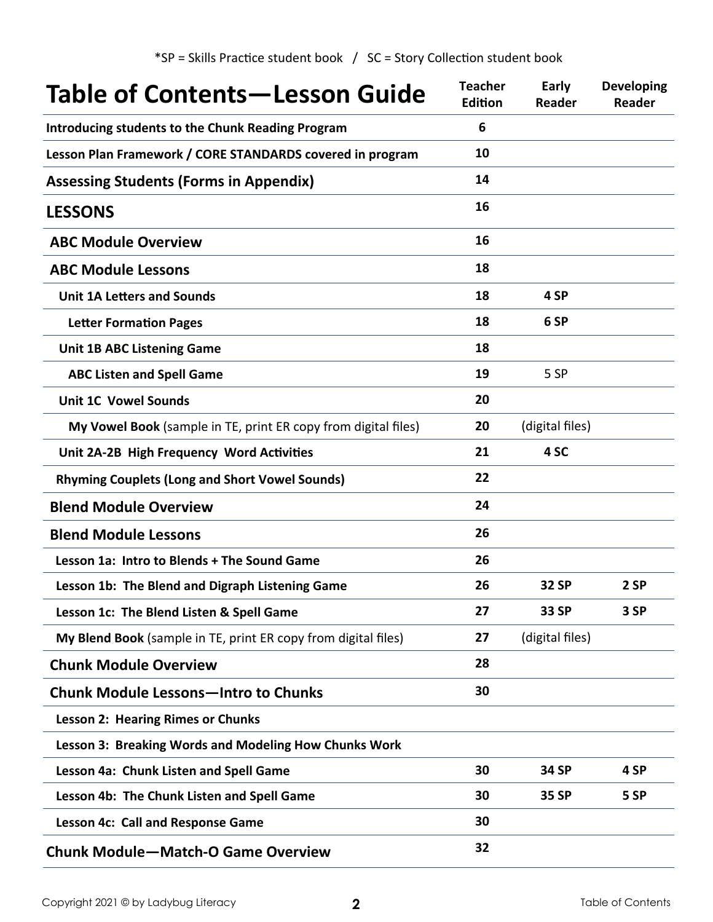*SP = Skills Practice student book / SC = Story Collection student book

# Table of Contents—Lesson Guide

| | Teacher Edition | Early Reader | Developing Reader |
|---|---|---|---|
| **Introducing students to the Chunk Reading Program** | 6 | | |
| **Lesson Plan Framework / CORE STANDARDS covered in program** | 10 | | |
| **Assessing Students (Forms in Appendix)** | 14 | | |
| **LESSONS** | 16 | | |
| **ABC Module Overview** | 16 | | |
| **ABC Module Lessons** | 18 | | |
| **Unit 1A Letters and Sounds** | 18 | 4 SP | |
| **Letter Formation Pages** | 18 | 6 SP | |
| **Unit 1B ABC Listening Game** | 18 | | |
| **ABC Listen and Spell Game** | 19 | 5 SP | |
| **Unit 1C Vowel Sounds** | 20 | | |
| **My Vowel Book** (sample in TE, print ER copy from digital files) | 20 | (digital files) | |
| **Unit 2A-2B High Frequency Word Activities** | 21 | 4 SC | |
| **Rhyming Couplets (Long and Short Vowel Sounds)** | 22 | | |
| **Blend Module Overview** | 24 | | |
| **Blend Module Lessons** | 26 | | |
| **Lesson 1a: Intro to Blends + The Sound Game** | 26 | | |
| **Lesson 1b: The Blend and Digraph Listening Game** | 26 | 32 SP | 2 SP |
| **Lesson 1c: The Blend Listen & Spell Game** | 27 | 33 SP | 3 SP |
| **My Blend Book** (sample in TE, print ER copy from digital files) | 27 | (digital files) | |
| **Chunk Module Overview** | 28 | | |
| **Chunk Module Lessons—Intro to Chunks** | 30 | | |
| **Lesson 2: Hearing Rimes or Chunks** | | | |
| **Lesson 3: Breaking Words and Modeling How Chunks Work** | | | |
| **Lesson 4a: Chunk Listen and Spell Game** | 30 | 34 SP | 4 SP |
| **Lesson 4b: The Chunk Listen and Spell Game** | 30 | 35 SP | 5 SP |
| **Lesson 4c: Call and Response Game** | 30 | | |
| **Chunk Module—Match-O Game Overview** | 32 | | |

Copyright 2021 © by Ladybug Literacy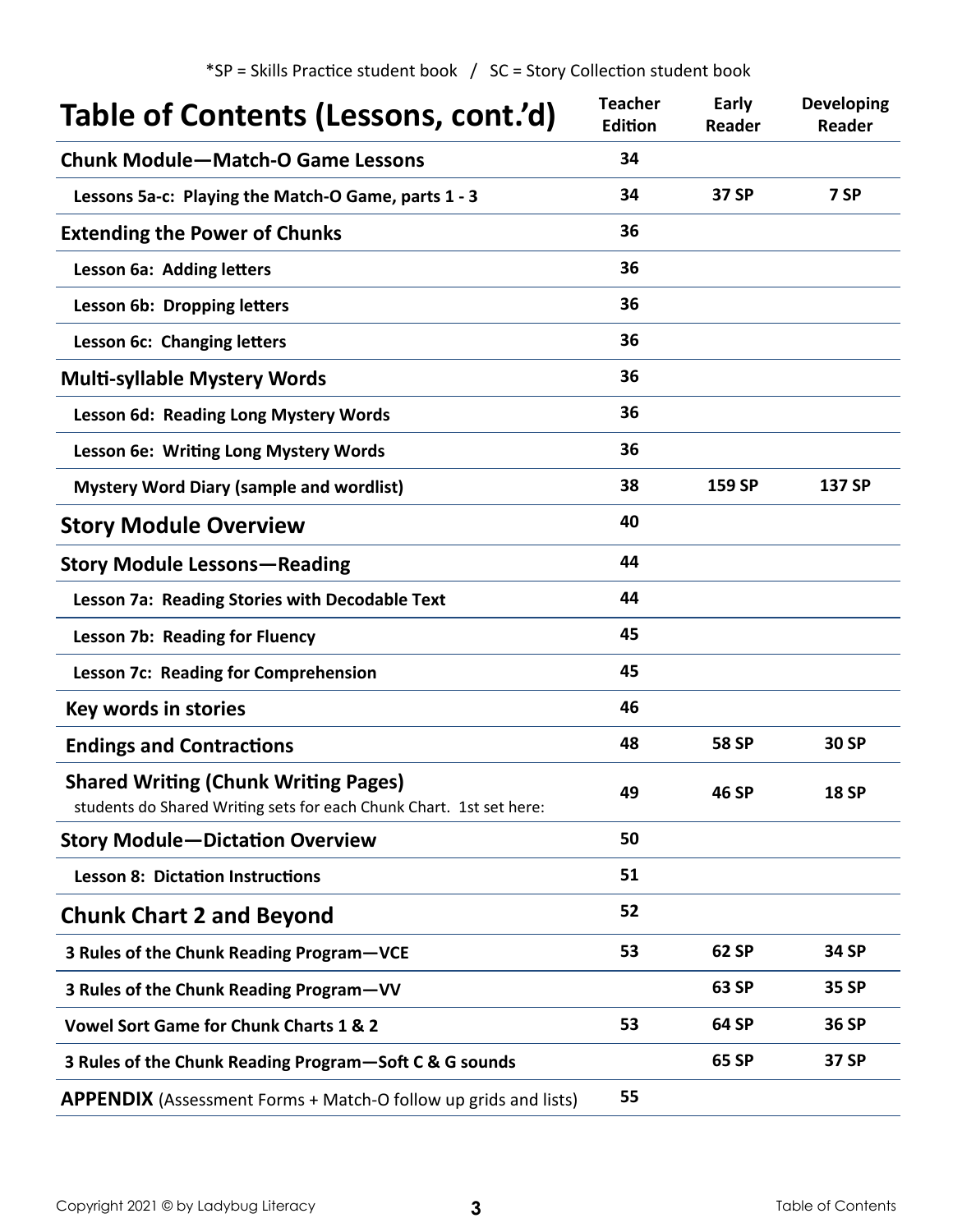*SP = Skills Practice student book / SC = Story Collection student book

| Table of Contents (Lessons, cont.'d) | Teacher Edition | Early Reader | Developing Reader |
|---|---|---|---|
| **Chunk Module—Match-O Game Lessons** | 34 | | |
| **Lessons 5a-c: Playing the Match-O Game, parts 1 - 3** | 34 | 37 SP | 7 SP |
| **Extending the Power of Chunks** | 36 | | |
| **Lesson 6a: Adding letters** | 36 | | |
| **Lesson 6b: Dropping letters** | 36 | | |
| **Lesson 6c: Changing letters** | 36 | | |
| **Multi-syllable Mystery Words** | 36 | | |
| **Lesson 6d: Reading Long Mystery Words** | 36 | | |
| **Lesson 6e: Writing Long Mystery Words** | 36 | | |
| **Mystery Word Diary (sample and wordlist)** | 38 | 159 SP | 137 SP |
| **Story Module Overview** | 40 | | |
| **Story Module Lessons—Reading** | 44 | | |
| **Lesson 7a: Reading Stories with Decodable Text** | 44 | | |
| **Lesson 7b: Reading for Fluency** | 45 | | |
| **Lesson 7c: Reading for Comprehension** | 45 | | |
| **Key words in stories** | 46 | | |
| **Endings and Contractions** | 48 | 58 SP | 30 SP |
| **Shared Writing (Chunk Writing Pages)** students do Shared Writing sets for each Chunk Chart. 1st set here: | 49 | 46 SP | 18 SP |
| **Story Module—Dictation Overview** | 50 | | |
| **Lesson 8: Dictation Instructions** | 51 | | |
| **Chunk Chart 2 and Beyond** | 52 | | |
| **3 Rules of the Chunk Reading Program—VCE** | 53 | 62 SP | 34 SP |
| **3 Rules of the Chunk Reading Program—VV** | | 63 SP | 35 SP |
| **Vowel Sort Game for Chunk Charts 1 & 2** | 53 | 64 SP | 36 SP |
| **3 Rules of the Chunk Reading Program—Soft C & G sounds** | | 65 SP | 37 SP |
| **APPENDIX** (Assessment Forms + Match-O follow up grids and lists) | 55 | | |

Copyright 2021 © by Ladybug Literacy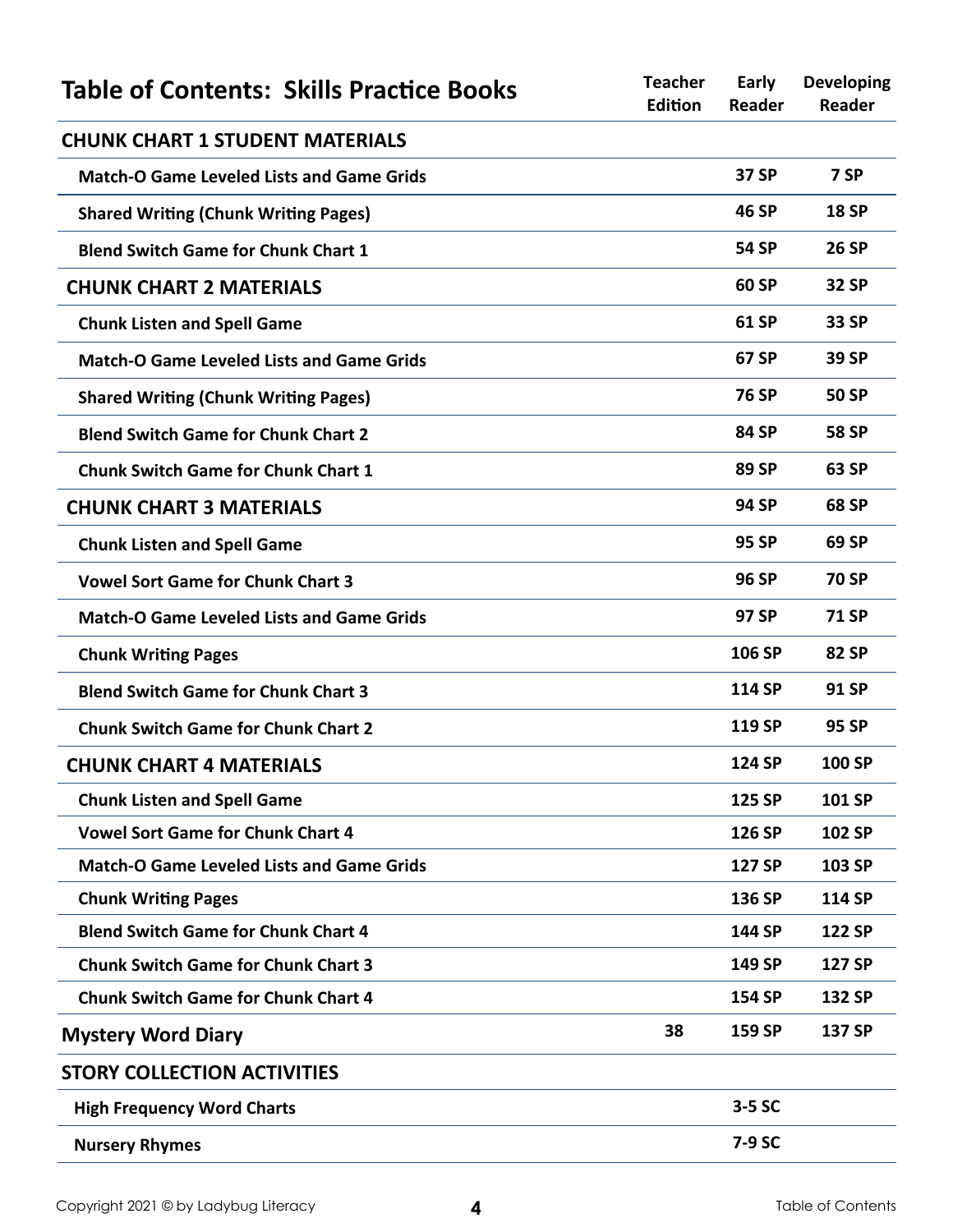| Table of Contents: Skills Practice Books | Teacher Edition | Early Reader | Developing Reader |
| --- | --- | --- | --- |
| **CHUNK CHART 1 STUDENT MATERIALS** | | | |
| Match-O Game Leveled Lists and Game Grids | | 37 SP | 7 SP |
| Shared Writing (Chunk Writing Pages) | | 46 SP | 18 SP |
| Blend Switch Game for Chunk Chart 1 | | 54 SP | 26 SP |
| **CHUNK CHART 2 MATERIALS** | | 60 SP | 32 SP |
| Chunk Listen and Spell Game | | 61 SP | 33 SP |
| Match-O Game Leveled Lists and Game Grids | | 67 SP | 39 SP |
| Shared Writing (Chunk Writing Pages) | | 76 SP | 50 SP |
| Blend Switch Game for Chunk Chart 2 | | 84 SP | 58 SP |
| Chunk Switch Game for Chunk Chart 1 | | 89 SP | 63 SP |
| **CHUNK CHART 3 MATERIALS** | | 94 SP | 68 SP |
| Chunk Listen and Spell Game | | 95 SP | 69 SP |
| Vowel Sort Game for Chunk Chart 3 | | 96 SP | 70 SP |
| Match-O Game Leveled Lists and Game Grids | | 97 SP | 71 SP |
| Chunk Writing Pages | | 106 SP | 82 SP |
| Blend Switch Game for Chunk Chart 3 | | 114 SP | 91 SP |
| Chunk Switch Game for Chunk Chart 2 | | 119 SP | 95 SP |
| **CHUNK CHART 4 MATERIALS** | | 124 SP | 100 SP |
| Chunk Listen and Spell Game | | 125 SP | 101 SP |
| Vowel Sort Game for Chunk Chart 4 | | 126 SP | 102 SP |
| Match-O Game Leveled Lists and Game Grids | | 127 SP | 103 SP |
| Chunk Writing Pages | | 136 SP | 114 SP |
| Blend Switch Game for Chunk Chart 4 | | 144 SP | 122 SP |
| Chunk Switch Game for Chunk Chart 3 | | 149 SP | 127 SP |
| Chunk Switch Game for Chunk Chart 4 | | 154 SP | 132 SP |
| **Mystery Word Diary** | 38 | 159 SP | 137 SP |
| **STORY COLLECTION ACTIVITIES** | | | |
| High Frequency Word Charts | | 3-5 SC | |
| Nursery Rhymes | | 7-9 SC | |

Copyright 2021 © by Ladybug Literacy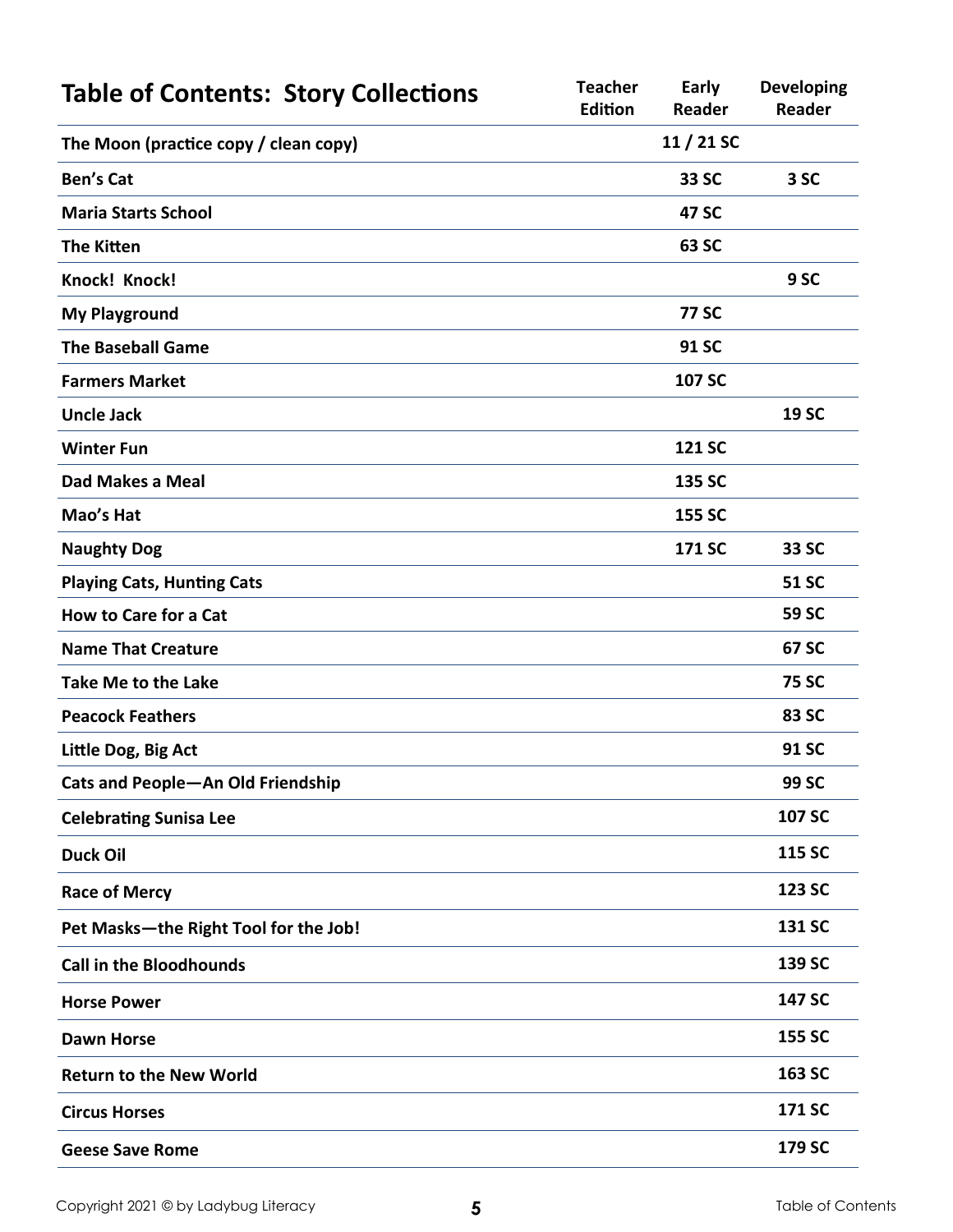| Table of Contents: Story Collections | Teacher Edition | Early Reader | Developing Reader |
|---|---|---|---|
| The Moon (practice copy / clean copy) | | 11 / 21 SC | |
| Ben's Cat | | 33 SC | 3 SC |
| Maria Starts School | | 47 SC | |
| The Kitten | | 63 SC | |
| Knock! Knock! | | | 9 SC |
| My Playground | | 77 SC | |
| The Baseball Game | | 91 SC | |
| Farmers Market | | 107 SC | |
| Uncle Jack | | | 19 SC |
| Winter Fun | | 121 SC | |
| Dad Makes a Meal | | 135 SC | |
| Mao's Hat | | 155 SC | |
| Naughty Dog | | 171 SC | 33 SC |
| Playing Cats, Hunting Cats | | | 51 SC |
| How to Care for a Cat | | | 59 SC |
| Name That Creature | | | 67 SC |
| Take Me to the Lake | | | 75 SC |
| Peacock Feathers | | | 83 SC |
| Little Dog, Big Act | | | 91 SC |
| Cats and People—An Old Friendship | | | 99 SC |
| Celebrating Sunisa Lee | | | 107 SC |
| Duck Oil | | | 115 SC |
| Race of Mercy | | | 123 SC |
| Pet Masks—the Right Tool for the Job! | | | 131 SC |
| Call in the Bloodhounds | | | 139 SC |
| Horse Power | | | 147 SC |
| Dawn Horse | | | 155 SC |
| Return to the New World | | | 163 SC |
| Circus Horses | | | 171 SC |
| Geese Save Rome | | | 179 SC |

Copyright 2021 © by Ladybug Literacy